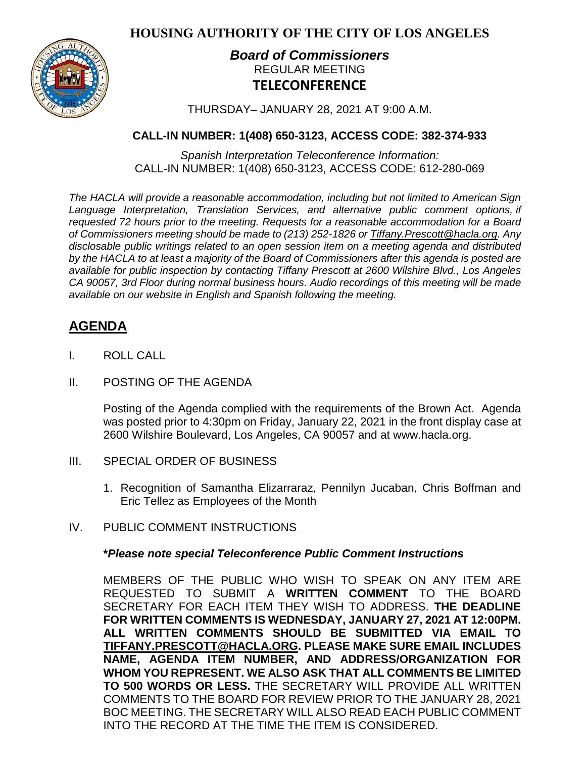# HOUSING AUTHORITY OF THE CITY OF LOS ANGELES

## *Board of Commissioners*

REGULAR MEETING

**TELECONFERENCE**

THURSDAY– JANUARY 28, 2021 AT 9:00 A.M.

**CALL-IN NUMBER: 1(408) 650-3123, ACCESS CODE: 382-374-933**

*Spanish Interpretation Teleconference Information:*
CALL-IN NUMBER: 1(408) 650-3123, ACCESS CODE: 612-280-069

*The HACLA will provide a reasonable accommodation, including but not limited to American Sign Language Interpretation, Translation Services, and alternative public comment options, if requested 72 hours prior to the meeting. Requests for a reasonable accommodation for a Board of Commissioners meeting should be made to (213) 252-1826 or Tiffany.Prescott@hacla.org. Any disclosable public writings related to an open session item on a meeting agenda and distributed by the HACLA to at least a majority of the Board of Commissioners after this agenda is posted are available for public inspection by contacting Tiffany Prescott at 2600 Wilshire Blvd., Los Angeles CA 90057, 3rd Floor during normal business hours. Audio recordings of this meeting will be made available on our website in English and Spanish following the meeting.*

## AGENDA

I. ROLL CALL

II. POSTING OF THE AGENDA

Posting of the Agenda complied with the requirements of the Brown Act. Agenda was posted prior to 4:30pm on Friday, January 22, 2021 in the front display case at 2600 Wilshire Boulevard, Los Angeles, CA 90057 and at www.hacla.org.

III. SPECIAL ORDER OF BUSINESS

1. Recognition of Samantha Elizarraraz, Pennilyn Jucaban, Chris Boffman and Eric Tellez as Employees of the Month

IV. PUBLIC COMMENT INSTRUCTIONS

***Please note special Teleconference Public Comment Instructions***

MEMBERS OF THE PUBLIC WHO WISH TO SPEAK ON ANY ITEM ARE REQUESTED TO SUBMIT A **WRITTEN COMMENT** TO THE BOARD SECRETARY FOR EACH ITEM THEY WISH TO ADDRESS. **THE DEADLINE FOR WRITTEN COMMENTS IS WEDNESDAY, JANUARY 27, 2021 AT 12:00PM. ALL WRITTEN COMMENTS SHOULD BE SUBMITTED VIA EMAIL TO TIFFANY.PRESCOTT@HACLA.ORG. PLEASE MAKE SURE EMAIL INCLUDES NAME, AGENDA ITEM NUMBER, AND ADDRESS/ORGANIZATION FOR WHOM YOU REPRESENT. WE ALSO ASK THAT ALL COMMENTS BE LIMITED TO 500 WORDS OR LESS.** THE SECRETARY WILL PROVIDE ALL WRITTEN COMMENTS TO THE BOARD FOR REVIEW PRIOR TO THE JANUARY 28, 2021 BOC MEETING. THE SECRETARY WILL ALSO READ EACH PUBLIC COMMENT INTO THE RECORD AT THE TIME THE ITEM IS CONSIDERED.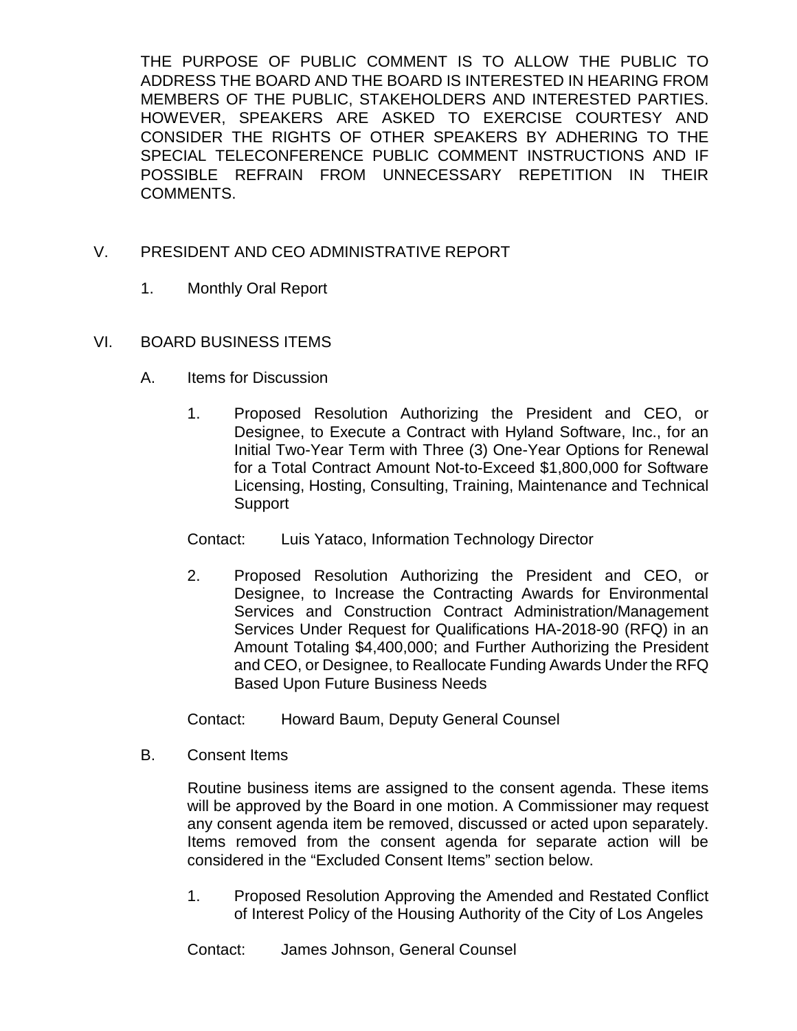THE PURPOSE OF PUBLIC COMMENT IS TO ALLOW THE PUBLIC TO ADDRESS THE BOARD AND THE BOARD IS INTERESTED IN HEARING FROM MEMBERS OF THE PUBLIC, STAKEHOLDERS AND INTERESTED PARTIES. HOWEVER, SPEAKERS ARE ASKED TO EXERCISE COURTESY AND CONSIDER THE RIGHTS OF OTHER SPEAKERS BY ADHERING TO THE SPECIAL TELECONFERENCE PUBLIC COMMENT INSTRUCTIONS AND IF POSSIBLE REFRAIN FROM UNNECESSARY REPETITION IN THEIR COMMENTS.

## V. PRESIDENT AND CEO ADMINISTRATIVE REPORT

1. Monthly Oral Report

## VI. BOARD BUSINESS ITEMS

### A. Items for Discussion

1. Proposed Resolution Authorizing the President and CEO, or Designee, to Execute a Contract with Hyland Software, Inc., for an Initial Two-Year Term with Three (3) One-Year Options for Renewal for a Total Contract Amount Not-to-Exceed $1,800,000 for Software Licensing, Hosting, Consulting, Training, Maintenance and Technical Support

   Contact: Luis Yataco, Information Technology Director

2. Proposed Resolution Authorizing the President and CEO, or Designee, to Increase the Contracting Awards for Environmental Services and Construction Contract Administration/Management Services Under Request for Qualifications HA-2018-90 (RFQ) in an Amount Totaling $4,400,000; and Further Authorizing the President and CEO, or Designee, to Reallocate Funding Awards Under the RFQ Based Upon Future Business Needs

   Contact: Howard Baum, Deputy General Counsel

### B. Consent Items

Routine business items are assigned to the consent agenda. These items will be approved by the Board in one motion. A Commissioner may request any consent agenda item be removed, discussed or acted upon separately. Items removed from the consent agenda for separate action will be considered in the "Excluded Consent Items" section below.

1. Proposed Resolution Approving the Amended and Restated Conflict of Interest Policy of the Housing Authority of the City of Los Angeles

   Contact: James Johnson, General Counsel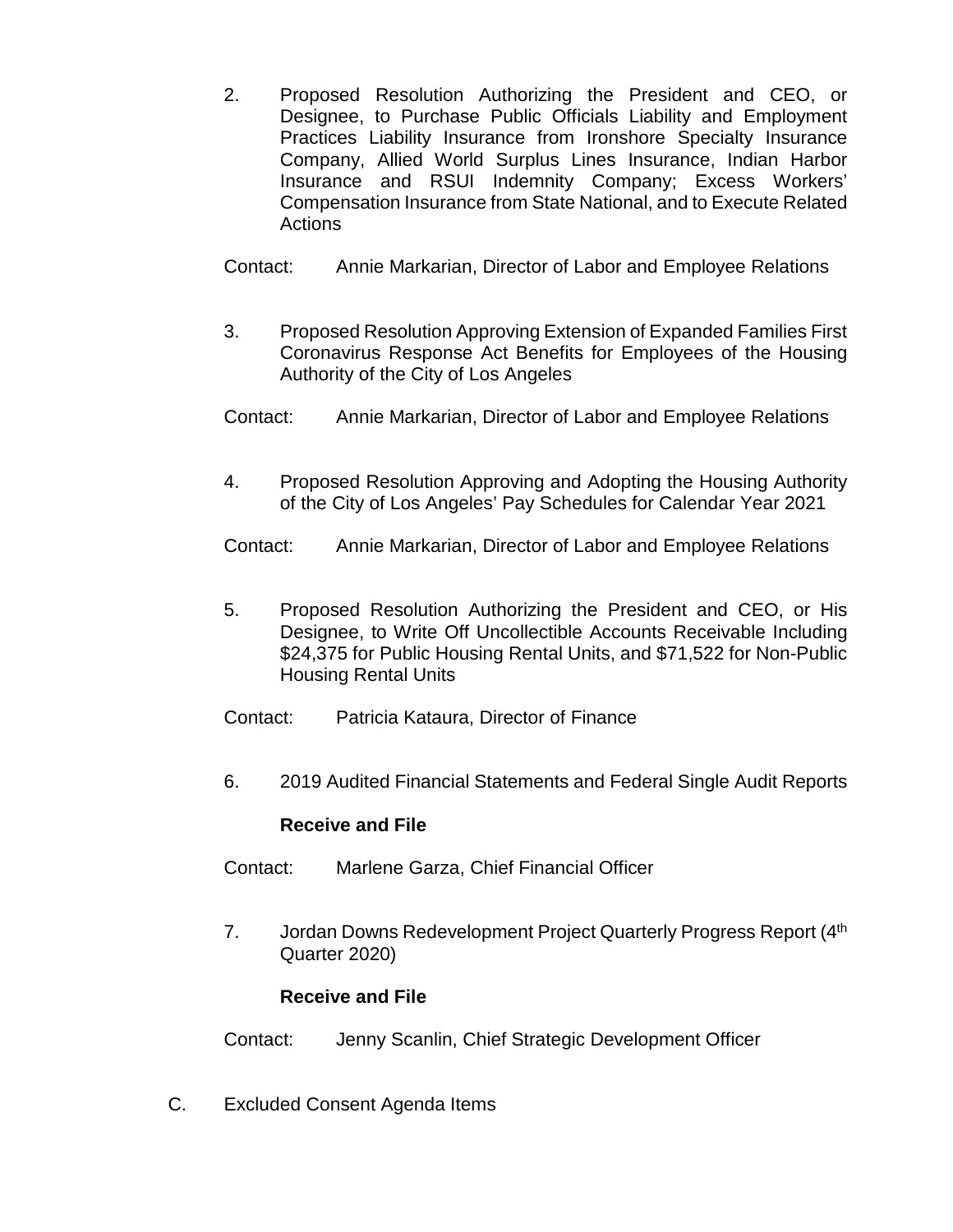2. Proposed Resolution Authorizing the President and CEO, or Designee, to Purchase Public Officials Liability and Employment Practices Liability Insurance from Ironshore Specialty Insurance Company, Allied World Surplus Lines Insurance, Indian Harbor Insurance and RSUI Indemnity Company; Excess Workers' Compensation Insurance from State National, and to Execute Related Actions

   Contact: Annie Markarian, Director of Labor and Employee Relations

3. Proposed Resolution Approving Extension of Expanded Families First Coronavirus Response Act Benefits for Employees of the Housing Authority of the City of Los Angeles

   Contact: Annie Markarian, Director of Labor and Employee Relations

4. Proposed Resolution Approving and Adopting the Housing Authority of the City of Los Angeles' Pay Schedules for Calendar Year 2021

   Contact: Annie Markarian, Director of Labor and Employee Relations

5. Proposed Resolution Authorizing the President and CEO, or His Designee, to Write Off Uncollectible Accounts Receivable Including $24,375 for Public Housing Rental Units, and $71,522 for Non-Public Housing Rental Units

   Contact: Patricia Kataura, Director of Finance

6. 2019 Audited Financial Statements and Federal Single Audit Reports

   **Receive and File**

   Contact: Marlene Garza, Chief Financial Officer

7. Jordan Downs Redevelopment Project Quarterly Progress Report (4th Quarter 2020)

   **Receive and File**

   Contact: Jenny Scanlin, Chief Strategic Development Officer

C. Excluded Consent Agenda Items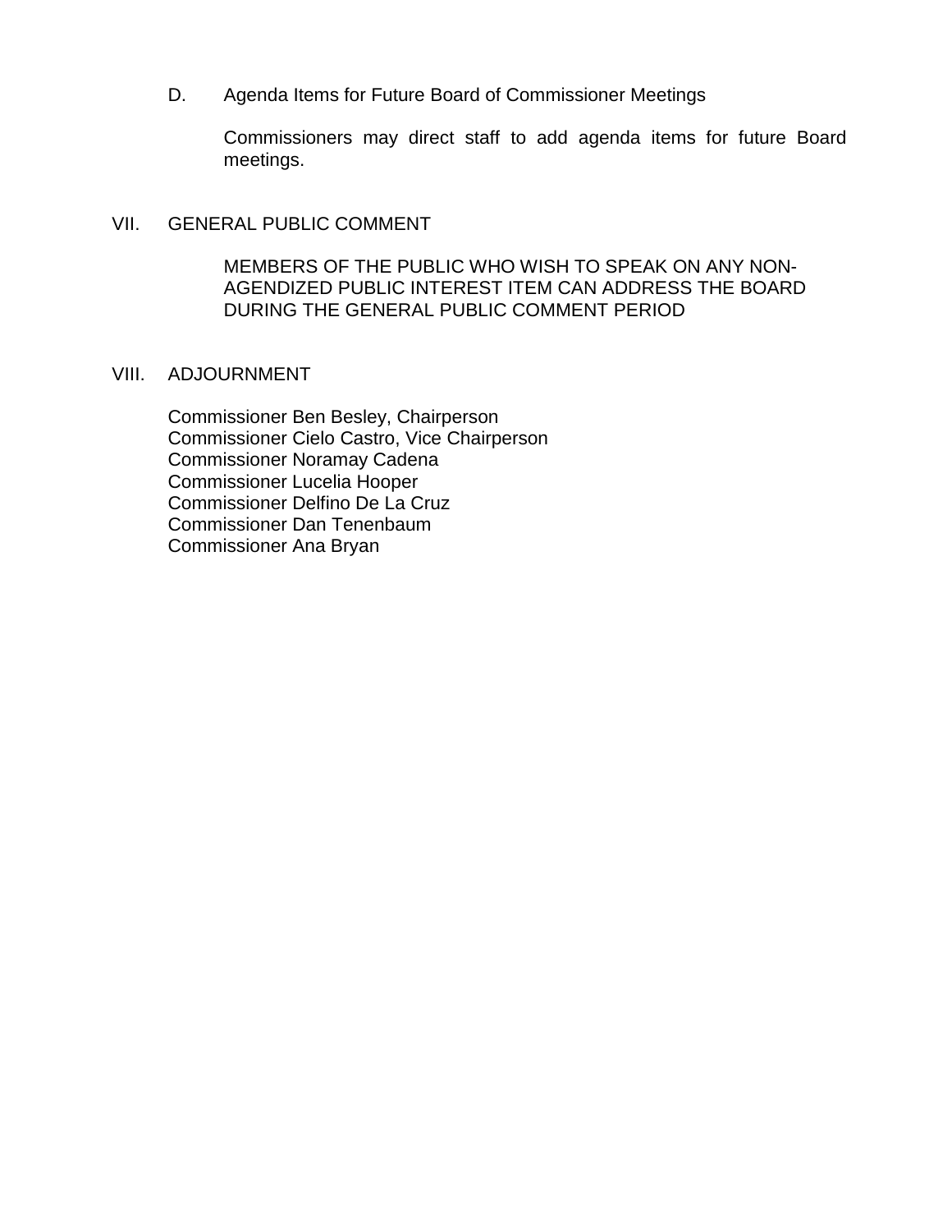D. Agenda Items for Future Board of Commissioner Meetings

Commissioners may direct staff to add agenda items for future Board meetings.

## VII. GENERAL PUBLIC COMMENT

MEMBERS OF THE PUBLIC WHO WISH TO SPEAK ON ANY NON-AGENDIZED PUBLIC INTEREST ITEM CAN ADDRESS THE BOARD DURING THE GENERAL PUBLIC COMMENT PERIOD

## VIII. ADJOURNMENT

Commissioner Ben Besley, Chairperson
Commissioner Cielo Castro, Vice Chairperson
Commissioner Noramay Cadena
Commissioner Lucelia Hooper
Commissioner Delfino De La Cruz
Commissioner Dan Tenenbaum
Commissioner Ana Bryan